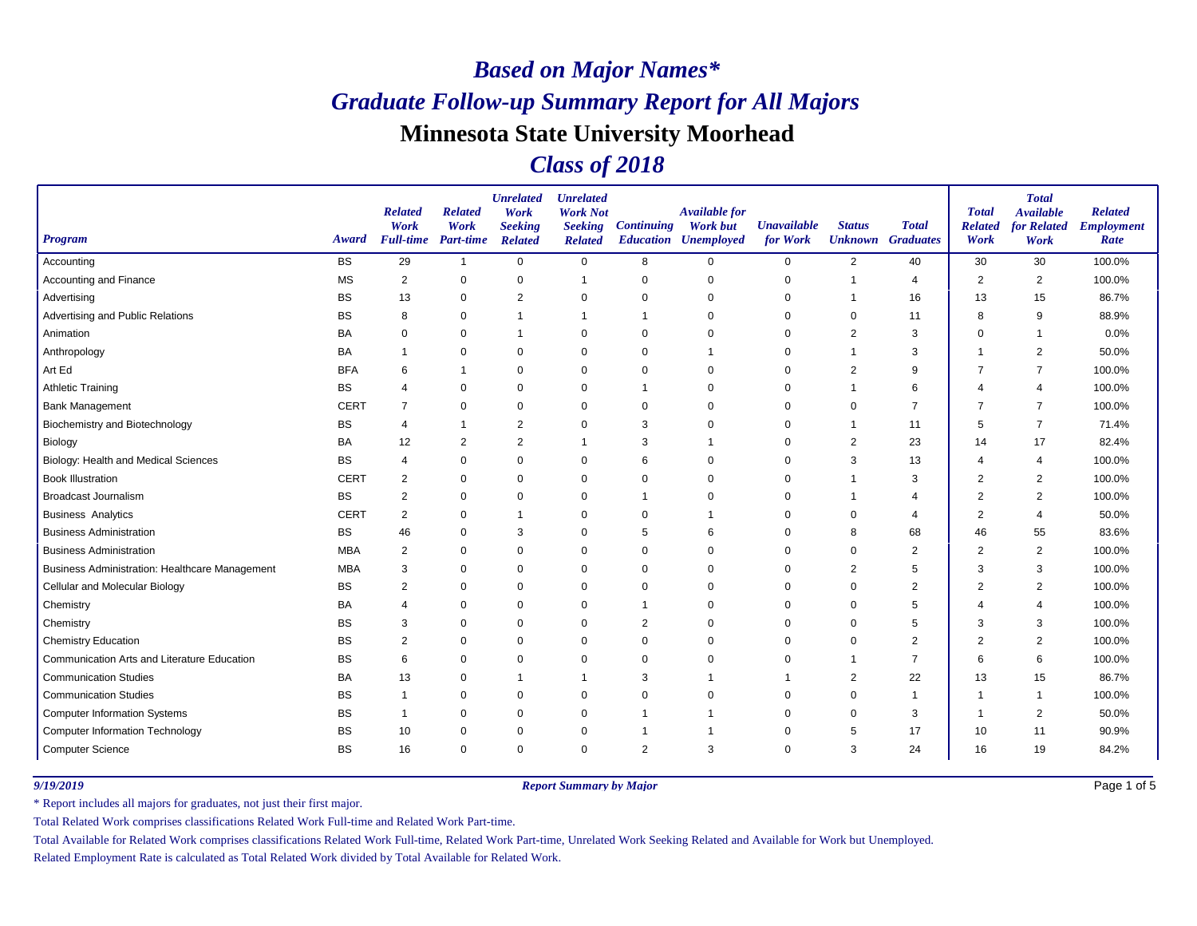# *Based on Major Names**

# *Graduate Follow-up Summary Report for All Majors*

## Minnesota State University Moorhead

## *Class of 2018*

| Program | Award | Related Work Full-time | Related Work Part-time | Unrelated Work Seeking Related | Unrelated Work Not Seeking Related | Continuing Education | Available for Work but Unemployed | Unavailable for Work | Status Unknown | Total Graduates | Total Related Work | Total Available for Related Work | Related Employment Rate |
|---|---|---|---|---|---|---|---|---|---|---|---|---|---|
| Accounting | BS | 29 | 1 | 0 | 0 | 8 | 0 | 0 | 2 | 40 | 30 | 30 | 100.0% |
| Accounting and Finance | MS | 2 | 0 | 0 | 1 | 0 | 0 | 0 | 1 | 4 | 2 | 2 | 100.0% |
| Advertising | BS | 13 | 0 | 2 | 0 | 0 | 0 | 0 | 1 | 16 | 13 | 15 | 86.7% |
| Advertising and Public Relations | BS | 8 | 0 | 1 | 1 | 1 | 0 | 0 | 0 | 11 | 8 | 9 | 88.9% |
| Animation | BA | 0 | 0 | 1 | 0 | 0 | 0 | 0 | 2 | 3 | 0 | 1 | 0.0% |
| Anthropology | BA | 1 | 0 | 0 | 0 | 0 | 1 | 0 | 1 | 3 | 1 | 2 | 50.0% |
| Art Ed | BFA | 6 | 1 | 0 | 0 | 0 | 0 | 0 | 2 | 9 | 7 | 7 | 100.0% |
| Athletic Training | BS | 4 | 0 | 0 | 0 | 1 | 0 | 0 | 1 | 6 | 4 | 4 | 100.0% |
| Bank Management | CERT | 7 | 0 | 0 | 0 | 0 | 0 | 0 | 0 | 7 | 7 | 7 | 100.0% |
| Biochemistry and Biotechnology | BS | 4 | 1 | 2 | 0 | 3 | 0 | 0 | 1 | 11 | 5 | 7 | 71.4% |
| Biology | BA | 12 | 2 | 2 | 1 | 3 | 1 | 0 | 2 | 23 | 14 | 17 | 82.4% |
| Biology: Health and Medical Sciences | BS | 4 | 0 | 0 | 0 | 6 | 0 | 0 | 3 | 13 | 4 | 4 | 100.0% |
| Book Illustration | CERT | 2 | 0 | 0 | 0 | 0 | 0 | 0 | 1 | 3 | 2 | 2 | 100.0% |
| Broadcast Journalism | BS | 2 | 0 | 0 | 0 | 1 | 0 | 0 | 1 | 4 | 2 | 2 | 100.0% |
| Business Analytics | CERT | 2 | 0 | 1 | 0 | 0 | 1 | 0 | 0 | 4 | 2 | 4 | 50.0% |
| Business Administration | BS | 46 | 0 | 3 | 0 | 5 | 6 | 0 | 8 | 68 | 46 | 55 | 83.6% |
| Business Administration | MBA | 2 | 0 | 0 | 0 | 0 | 0 | 0 | 0 | 2 | 2 | 2 | 100.0% |
| Business Administration: Healthcare Management | MBA | 3 | 0 | 0 | 0 | 0 | 0 | 0 | 2 | 5 | 3 | 3 | 100.0% |
| Cellular and Molecular Biology | BS | 2 | 0 | 0 | 0 | 0 | 0 | 0 | 0 | 2 | 2 | 2 | 100.0% |
| Chemistry | BA | 4 | 0 | 0 | 0 | 1 | 0 | 0 | 0 | 5 | 4 | 4 | 100.0% |
| Chemistry | BS | 3 | 0 | 0 | 0 | 2 | 0 | 0 | 0 | 5 | 3 | 3 | 100.0% |
| Chemistry Education | BS | 2 | 0 | 0 | 0 | 0 | 0 | 0 | 0 | 2 | 2 | 2 | 100.0% |
| Communication Arts and Literature Education | BS | 6 | 0 | 0 | 0 | 0 | 0 | 0 | 1 | 7 | 6 | 6 | 100.0% |
| Communication Studies | BA | 13 | 0 | 1 | 1 | 3 | 1 | 1 | 2 | 22 | 13 | 15 | 86.7% |
| Communication Studies | BS | 1 | 0 | 0 | 0 | 0 | 0 | 0 | 0 | 1 | 1 | 1 | 100.0% |
| Computer Information Systems | BS | 1 | 0 | 0 | 0 | 1 | 1 | 0 | 0 | 3 | 1 | 2 | 50.0% |
| Computer Information Technology | BS | 10 | 0 | 0 | 0 | 1 | 1 | 0 | 5 | 17 | 10 | 11 | 90.9% |
| Computer Science | BS | 16 | 0 | 0 | 0 | 2 | 3 | 0 | 3 | 24 | 16 | 19 | 84.2% |

*9/19/2019* *Report Summary by Major*

\* Report includes all majors for graduates, not just their first major.

Total Related Work comprises classifications Related Work Full-time and Related Work Part-time.

Total Available for Related Work comprises classifications Related Work Full-time, Related Work Part-time, Unrelated Work Seeking Related and Available for Work but Unemployed.

Related Employment Rate is calculated as Total Related Work divided by Total Available for Related Work.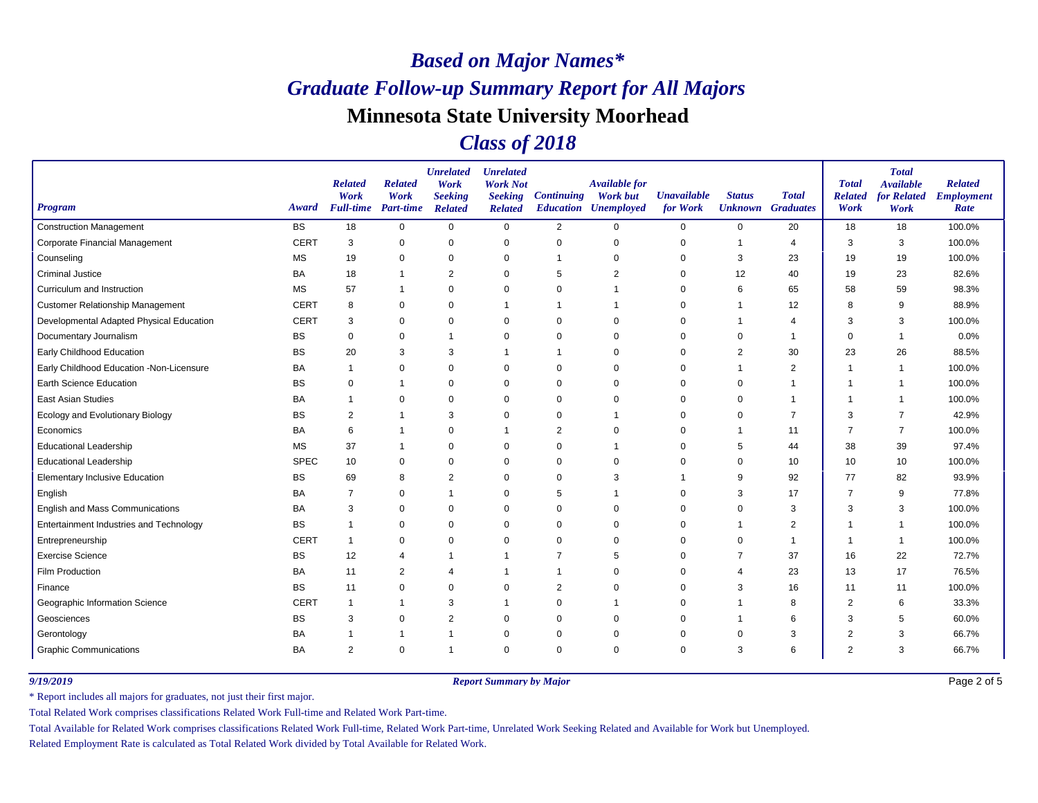# *Based on Major Names**
# *Graduate Follow-up Summary Report for All Majors*
## Minnesota State University Moorhead
## *Class of 2018*

| Program | Award | Related Work Full-time | Related Work Part-time | Unrelated Work Seeking Related | Unrelated Work Not Seeking Related | Continuing Education | Available for Work but Unemployed | Unavailable for Work | Status Unknown | Total Graduates | Total Related Work | Total Available for Related Work | Related Employment Rate |
|---|---|---|---|---|---|---|---|---|---|---|---|---|---|
| Construction Management | BS | 18 | 0 | 0 | 0 | 2 | 0 | 0 | 0 | 20 | 18 | 18 | 100.0% |
| Corporate Financial Management | CERT | 3 | 0 | 0 | 0 | 0 | 0 | 0 | 1 | 4 | 3 | 3 | 100.0% |
| Counseling | MS | 19 | 0 | 0 | 0 | 1 | 0 | 0 | 3 | 23 | 19 | 19 | 100.0% |
| Criminal Justice | BA | 18 | 1 | 2 | 0 | 5 | 2 | 0 | 12 | 40 | 19 | 23 | 82.6% |
| Curriculum and Instruction | MS | 57 | 1 | 0 | 0 | 0 | 1 | 0 | 6 | 65 | 58 | 59 | 98.3% |
| Customer Relationship Management | CERT | 8 | 0 | 0 | 1 | 1 | 1 | 0 | 1 | 12 | 8 | 9 | 88.9% |
| Developmental Adapted Physical Education | CERT | 3 | 0 | 0 | 0 | 0 | 0 | 0 | 1 | 4 | 3 | 3 | 100.0% |
| Documentary Journalism | BS | 0 | 0 | 1 | 0 | 0 | 0 | 0 | 0 | 1 | 0 | 1 | 0.0% |
| Early Childhood Education | BS | 20 | 3 | 3 | 1 | 1 | 0 | 0 | 2 | 30 | 23 | 26 | 88.5% |
| Early Childhood Education -Non-Licensure | BA | 1 | 0 | 0 | 0 | 0 | 0 | 0 | 1 | 2 | 1 | 1 | 100.0% |
| Earth Science Education | BS | 0 | 1 | 0 | 0 | 0 | 0 | 0 | 0 | 1 | 1 | 1 | 100.0% |
| East Asian Studies | BA | 1 | 0 | 0 | 0 | 0 | 0 | 0 | 0 | 1 | 1 | 1 | 100.0% |
| Ecology and Evolutionary Biology | BS | 2 | 1 | 3 | 0 | 0 | 1 | 0 | 0 | 7 | 3 | 7 | 42.9% |
| Economics | BA | 6 | 1 | 0 | 1 | 2 | 0 | 0 | 1 | 11 | 7 | 7 | 100.0% |
| Educational Leadership | MS | 37 | 1 | 0 | 0 | 0 | 1 | 0 | 5 | 44 | 38 | 39 | 97.4% |
| Educational Leadership | SPEC | 10 | 0 | 0 | 0 | 0 | 0 | 0 | 0 | 10 | 10 | 10 | 100.0% |
| Elementary Inclusive Education | BS | 69 | 8 | 2 | 0 | 0 | 3 | 1 | 9 | 92 | 77 | 82 | 93.9% |
| English | BA | 7 | 0 | 1 | 0 | 5 | 1 | 0 | 3 | 17 | 7 | 9 | 77.8% |
| English and Mass Communications | BA | 3 | 0 | 0 | 0 | 0 | 0 | 0 | 0 | 3 | 3 | 3 | 100.0% |
| Entertainment Industries and Technology | BS | 1 | 0 | 0 | 0 | 0 | 0 | 0 | 1 | 2 | 1 | 1 | 100.0% |
| Entrepreneurship | CERT | 1 | 0 | 0 | 0 | 0 | 0 | 0 | 0 | 1 | 1 | 1 | 100.0% |
| Exercise Science | BS | 12 | 4 | 1 | 1 | 7 | 5 | 0 | 7 | 37 | 16 | 22 | 72.7% |
| Film Production | BA | 11 | 2 | 4 | 1 | 1 | 0 | 0 | 4 | 23 | 13 | 17 | 76.5% |
| Finance | BS | 11 | 0 | 0 | 0 | 2 | 0 | 0 | 3 | 16 | 11 | 11 | 100.0% |
| Geographic Information Science | CERT | 1 | 1 | 3 | 1 | 0 | 1 | 0 | 1 | 8 | 2 | 6 | 33.3% |
| Geosciences | BS | 3 | 0 | 2 | 0 | 0 | 0 | 0 | 1 | 6 | 3 | 5 | 60.0% |
| Gerontology | BA | 1 | 1 | 1 | 0 | 0 | 0 | 0 | 0 | 3 | 2 | 3 | 66.7% |
| Graphic Communications | BA | 2 | 0 | 1 | 0 | 0 | 0 | 0 | 3 | 6 | 2 | 3 | 66.7% |

*9/19/2019* — *Report Summary by Major*

\* Report includes all majors for graduates, not just their first major.

Total Related Work comprises classifications Related Work Full-time and Related Work Part-time.

Total Available for Related Work comprises classifications Related Work Full-time, Related Work Part-time, Unrelated Work Seeking Related and Available for Work but Unemployed.

Related Employment Rate is calculated as Total Related Work divided by Total Available for Related Work.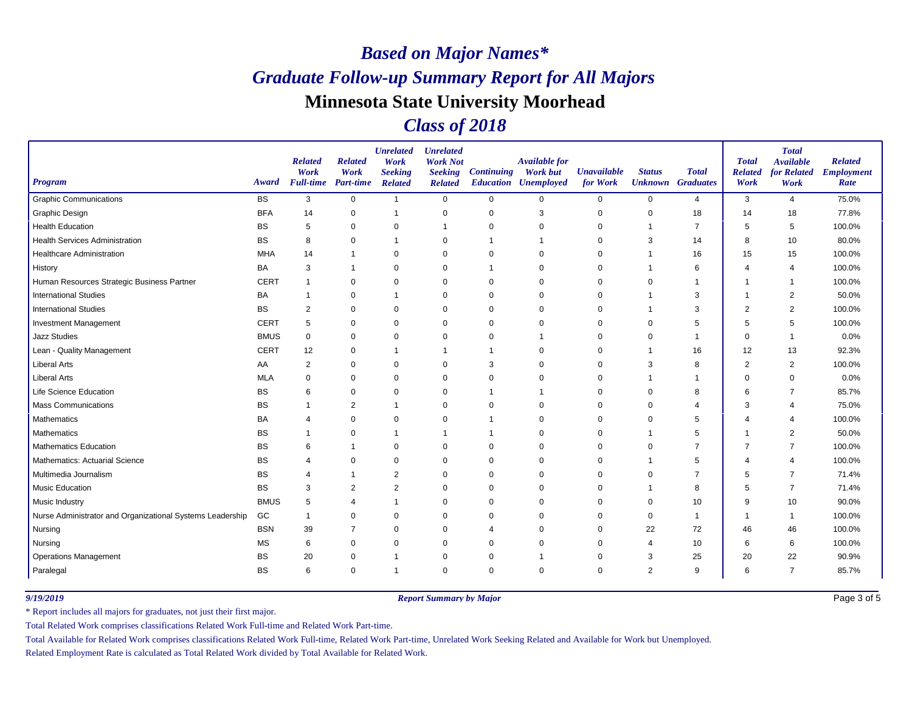# *Based on Major Names**

# *Graduate Follow-up Summary Report for All Majors*

# Minnesota State University Moorhead

# *Class of 2018*

| Program | Award | Related Work Full-time | Related Work Part-time | Unrelated Work Seeking Related | Unrelated Work Not Seeking Related | Continuing Education | Available for Work but Unemployed | Unavailable for Work | Status Unknown | Total Graduates | Total Related Work | Total Available for Related Work | Related Employment Rate |
|---|---|---|---|---|---|---|---|---|---|---|---|---|---|
| Graphic Communications | BS | 3 | 0 | 1 | 0 | 0 | 0 | 0 | 0 | 4 | 3 | 4 | 75.0% |
| Graphic Design | BFA | 14 | 0 | 1 | 0 | 0 | 3 | 0 | 0 | 18 | 14 | 18 | 77.8% |
| Health Education | BS | 5 | 0 | 0 | 1 | 0 | 0 | 0 | 1 | 7 | 5 | 5 | 100.0% |
| Health Services Administration | BS | 8 | 0 | 1 | 0 | 1 | 1 | 0 | 3 | 14 | 8 | 10 | 80.0% |
| Healthcare Administration | MHA | 14 | 1 | 0 | 0 | 0 | 0 | 0 | 1 | 16 | 15 | 15 | 100.0% |
| History | BA | 3 | 1 | 0 | 0 | 1 | 0 | 0 | 1 | 6 | 4 | 4 | 100.0% |
| Human Resources Strategic Business Partner | CERT | 1 | 0 | 0 | 0 | 0 | 0 | 0 | 0 | 1 | 1 | 1 | 100.0% |
| International Studies | BA | 1 | 0 | 1 | 0 | 0 | 0 | 0 | 1 | 3 | 1 | 2 | 50.0% |
| International Studies | BS | 2 | 0 | 0 | 0 | 0 | 0 | 0 | 1 | 3 | 2 | 2 | 100.0% |
| Investment Management | CERT | 5 | 0 | 0 | 0 | 0 | 0 | 0 | 0 | 5 | 5 | 5 | 100.0% |
| Jazz Studies | BMUS | 0 | 0 | 0 | 0 | 0 | 1 | 0 | 0 | 1 | 0 | 1 | 0.0% |
| Lean - Quality Management | CERT | 12 | 0 | 1 | 1 | 1 | 0 | 0 | 1 | 16 | 12 | 13 | 92.3% |
| Liberal Arts | AA | 2 | 0 | 0 | 0 | 3 | 0 | 0 | 3 | 8 | 2 | 2 | 100.0% |
| Liberal Arts | MLA | 0 | 0 | 0 | 0 | 0 | 0 | 0 | 1 | 1 | 0 | 0 | 0.0% |
| Life Science Education | BS | 6 | 0 | 0 | 0 | 1 | 1 | 0 | 0 | 8 | 6 | 7 | 85.7% |
| Mass Communications | BS | 1 | 2 | 1 | 0 | 0 | 0 | 0 | 0 | 4 | 3 | 4 | 75.0% |
| Mathematics | BA | 4 | 0 | 0 | 0 | 1 | 0 | 0 | 0 | 5 | 4 | 4 | 100.0% |
| Mathematics | BS | 1 | 0 | 1 | 1 | 1 | 0 | 0 | 1 | 5 | 1 | 2 | 50.0% |
| Mathematics Education | BS | 6 | 1 | 0 | 0 | 0 | 0 | 0 | 0 | 7 | 7 | 7 | 100.0% |
| Mathematics: Actuarial Science | BS | 4 | 0 | 0 | 0 | 0 | 0 | 0 | 1 | 5 | 4 | 4 | 100.0% |
| Multimedia Journalism | BS | 4 | 1 | 2 | 0 | 0 | 0 | 0 | 0 | 7 | 5 | 7 | 71.4% |
| Music Education | BS | 3 | 2 | 2 | 0 | 0 | 0 | 0 | 1 | 8 | 5 | 7 | 71.4% |
| Music Industry | BMUS | 5 | 4 | 1 | 0 | 0 | 0 | 0 | 0 | 10 | 9 | 10 | 90.0% |
| Nurse Administrator and Organizational Systems Leadership | GC | 1 | 0 | 0 | 0 | 0 | 0 | 0 | 0 | 1 | 1 | 1 | 100.0% |
| Nursing | BSN | 39 | 7 | 0 | 0 | 4 | 0 | 0 | 22 | 72 | 46 | 46 | 100.0% |
| Nursing | MS | 6 | 0 | 0 | 0 | 0 | 0 | 0 | 4 | 10 | 6 | 6 | 100.0% |
| Operations Management | BS | 20 | 0 | 1 | 0 | 0 | 1 | 0 | 3 | 25 | 20 | 22 | 90.9% |
| Paralegal | BS | 6 | 0 | 1 | 0 | 0 | 0 | 0 | 2 | 9 | 6 | 7 | 85.7% |

*9/19/2019* *Report Summary by Major*

\* Report includes all majors for graduates, not just their first major.

Total Related Work comprises classifications Related Work Full-time and Related Work Part-time.

Total Available for Related Work comprises classifications Related Work Full-time, Related Work Part-time, Unrelated Work Seeking Related and Available for Work but Unemployed.

Related Employment Rate is calculated as Total Related Work divided by Total Available for Related Work.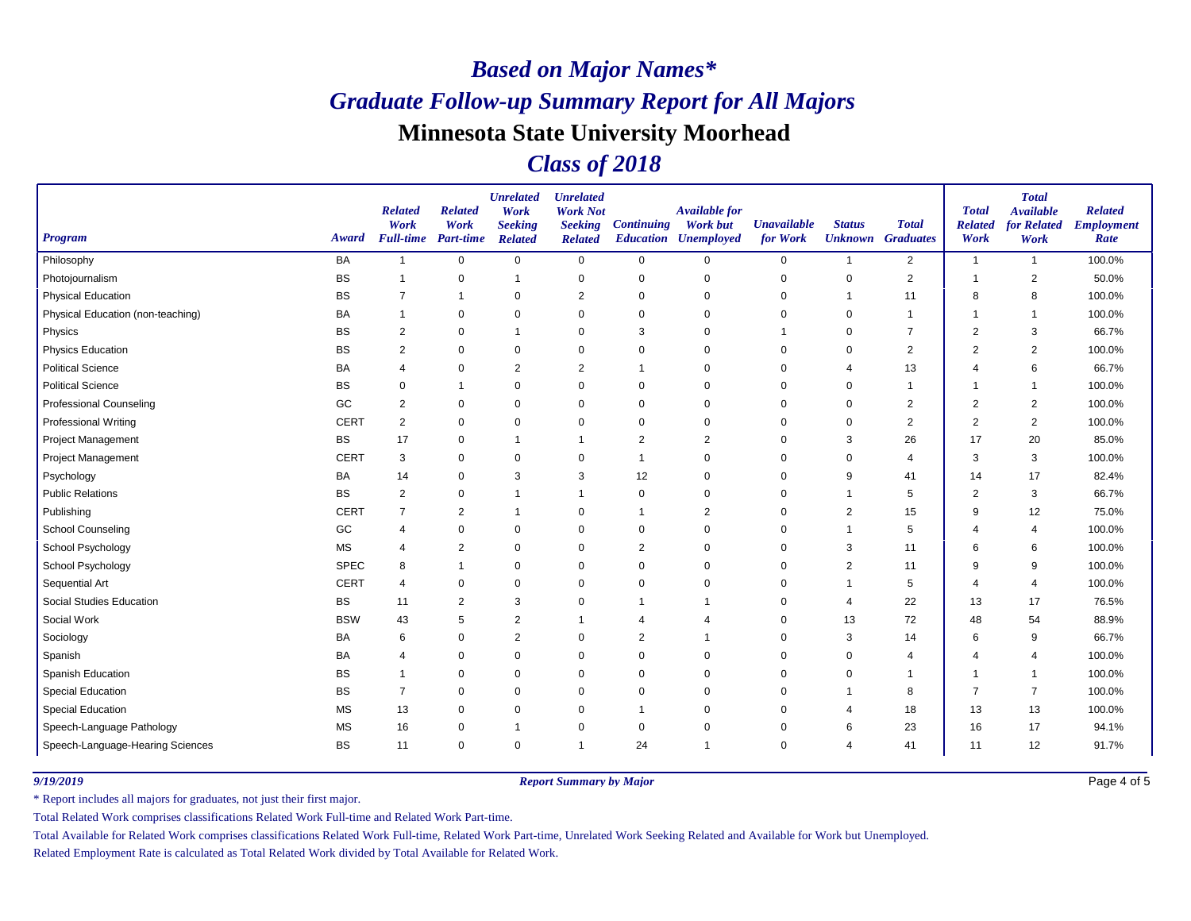# *Based on Major Names**

## *Graduate Follow-up Summary Report for All Majors*

## Minnesota State University Moorhead

## *Class of 2018*

| Program | Award | Related Work Full-time | Related Work Part-time | Unrelated Work Seeking Related | Unrelated Work Not Seeking Related | Continuing Education | Available for Work but Unemployed | Unavailable for Work | Status Unknown | Total Graduates | Total Related Work | Total Available for Related Work | Related Employment Rate |
|---|---|---|---|---|---|---|---|---|---|---|---|---|---|
| Philosophy | BA | 1 | 0 | 0 | 0 | 0 | 0 | 0 | 1 | 2 | 1 | 1 | 100.0% |
| Photojournalism | BS | 1 | 0 | 1 | 0 | 0 | 0 | 0 | 0 | 2 | 1 | 2 | 50.0% |
| Physical Education | BS | 7 | 1 | 0 | 2 | 0 | 0 | 0 | 1 | 11 | 8 | 8 | 100.0% |
| Physical Education (non-teaching) | BA | 1 | 0 | 0 | 0 | 0 | 0 | 0 | 0 | 1 | 1 | 1 | 100.0% |
| Physics | BS | 2 | 0 | 1 | 0 | 3 | 0 | 1 | 0 | 7 | 2 | 3 | 66.7% |
| Physics Education | BS | 2 | 0 | 0 | 0 | 0 | 0 | 0 | 0 | 2 | 2 | 2 | 100.0% |
| Political Science | BA | 4 | 0 | 2 | 2 | 1 | 0 | 0 | 4 | 13 | 4 | 6 | 66.7% |
| Political Science | BS | 0 | 1 | 0 | 0 | 0 | 0 | 0 | 0 | 1 | 1 | 1 | 100.0% |
| Professional Counseling | GC | 2 | 0 | 0 | 0 | 0 | 0 | 0 | 0 | 2 | 2 | 2 | 100.0% |
| Professional Writing | CERT | 2 | 0 | 0 | 0 | 0 | 0 | 0 | 0 | 2 | 2 | 2 | 100.0% |
| Project Management | BS | 17 | 0 | 1 | 1 | 2 | 2 | 0 | 3 | 26 | 17 | 20 | 85.0% |
| Project Management | CERT | 3 | 0 | 0 | 0 | 1 | 0 | 0 | 0 | 4 | 3 | 3 | 100.0% |
| Psychology | BA | 14 | 0 | 3 | 3 | 12 | 0 | 0 | 9 | 41 | 14 | 17 | 82.4% |
| Public Relations | BS | 2 | 0 | 1 | 1 | 0 | 0 | 0 | 1 | 5 | 2 | 3 | 66.7% |
| Publishing | CERT | 7 | 2 | 1 | 0 | 1 | 2 | 0 | 2 | 15 | 9 | 12 | 75.0% |
| School Counseling | GC | 4 | 0 | 0 | 0 | 0 | 0 | 0 | 1 | 5 | 4 | 4 | 100.0% |
| School Psychology | MS | 4 | 2 | 0 | 0 | 2 | 0 | 0 | 3 | 11 | 6 | 6 | 100.0% |
| School Psychology | SPEC | 8 | 1 | 0 | 0 | 0 | 0 | 0 | 2 | 11 | 9 | 9 | 100.0% |
| Sequential Art | CERT | 4 | 0 | 0 | 0 | 0 | 0 | 0 | 1 | 5 | 4 | 4 | 100.0% |
| Social Studies Education | BS | 11 | 2 | 3 | 0 | 1 | 1 | 0 | 4 | 22 | 13 | 17 | 76.5% |
| Social Work | BSW | 43 | 5 | 2 | 1 | 4 | 4 | 0 | 13 | 72 | 48 | 54 | 88.9% |
| Sociology | BA | 6 | 0 | 2 | 0 | 2 | 1 | 0 | 3 | 14 | 6 | 9 | 66.7% |
| Spanish | BA | 4 | 0 | 0 | 0 | 0 | 0 | 0 | 0 | 4 | 4 | 4 | 100.0% |
| Spanish Education | BS | 1 | 0 | 0 | 0 | 0 | 0 | 0 | 0 | 1 | 1 | 1 | 100.0% |
| Special Education | BS | 7 | 0 | 0 | 0 | 0 | 0 | 0 | 1 | 8 | 7 | 7 | 100.0% |
| Special Education | MS | 13 | 0 | 0 | 0 | 1 | 0 | 0 | 4 | 18 | 13 | 13 | 100.0% |
| Speech-Language Pathology | MS | 16 | 0 | 1 | 0 | 0 | 0 | 0 | 6 | 23 | 16 | 17 | 94.1% |
| Speech-Language-Hearing Sciences | BS | 11 | 0 | 0 | 1 | 24 | 1 | 0 | 4 | 41 | 11 | 12 | 91.7% |

*9/19/2019* *Report Summary by Major*

\* Report includes all majors for graduates, not just their first major.

Total Related Work comprises classifications Related Work Full-time and Related Work Part-time.

Total Available for Related Work comprises classifications Related Work Full-time, Related Work Part-time, Unrelated Work Seeking Related and Available for Work but Unemployed.

Related Employment Rate is calculated as Total Related Work divided by Total Available for Related Work.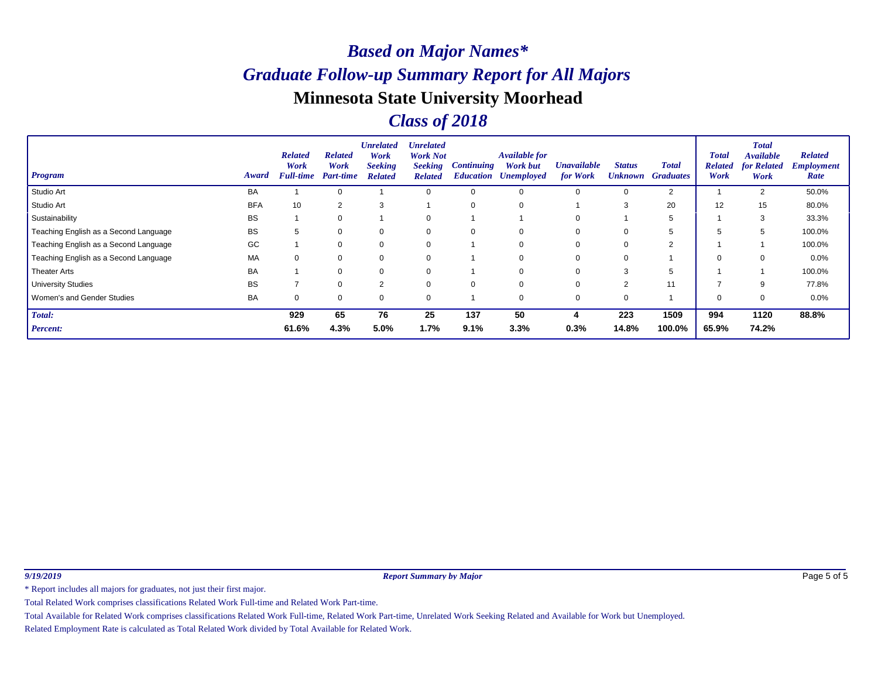# *Based on Major Names**

## *Graduate Follow-up Summary Report for All Majors*

## Minnesota State University Moorhead

## *Class of 2018*

| Program | Award | Related Work Full-time | Related Work Part-time | Unrelated Work Seeking Related | Unrelated Work Not Seeking Related | Continuing Education | Available for Work but Unemployed | Unavailable for Work | Status Unknown | Total Graduates | Total Related Work | Total Available for Related Work | Related Employment Rate |
|---|---|---|---|---|---|---|---|---|---|---|---|---|---|
| Studio Art | BA | 1 | 0 | 1 | 0 | 0 | 0 | 0 | 0 | 2 | 1 | 2 | 50.0% |
| Studio Art | BFA | 10 | 2 | 3 | 1 | 0 | 0 | 1 | 3 | 20 | 12 | 15 | 80.0% |
| Sustainability | BS | 1 | 0 | 1 | 0 | 1 | 1 | 0 | 1 | 5 | 1 | 3 | 33.3% |
| Teaching English as a Second Language | BS | 5 | 0 | 0 | 0 | 0 | 0 | 0 | 0 | 5 | 5 | 5 | 100.0% |
| Teaching English as a Second Language | GC | 1 | 0 | 0 | 0 | 1 | 0 | 0 | 0 | 2 | 1 | 1 | 100.0% |
| Teaching English as a Second Language | MA | 0 | 0 | 0 | 0 | 1 | 0 | 0 | 0 | 1 | 0 | 0 | 0.0% |
| Theater Arts | BA | 1 | 0 | 0 | 0 | 1 | 0 | 0 | 3 | 5 | 1 | 1 | 100.0% |
| University Studies | BS | 7 | 0 | 2 | 0 | 0 | 0 | 0 | 2 | 11 | 7 | 9 | 77.8% |
| Women's and Gender Studies | BA | 0 | 0 | 0 | 0 | 1 | 0 | 0 | 0 | 1 | 0 | 0 | 0.0% |
| ***Total:*** | | **929** | **65** | **76** | **25** | **137** | **50** | **4** | **223** | **1509** | **994** | **1120** | **88.8%** |
| ***Percent:*** | | **61.6%** | **4.3%** | **5.0%** | **1.7%** | **9.1%** | **3.3%** | **0.3%** | **14.8%** | **100.0%** | **65.9%** | **74.2%** | |

*9/19/2019* *Report Summary by Major*

\* Report includes all majors for graduates, not just their first major.

Total Related Work comprises classifications Related Work Full-time and Related Work Part-time.

Total Available for Related Work comprises classifications Related Work Full-time, Related Work Part-time, Unrelated Work Seeking Related and Available for Work but Unemployed.

Related Employment Rate is calculated as Total Related Work divided by Total Available for Related Work.